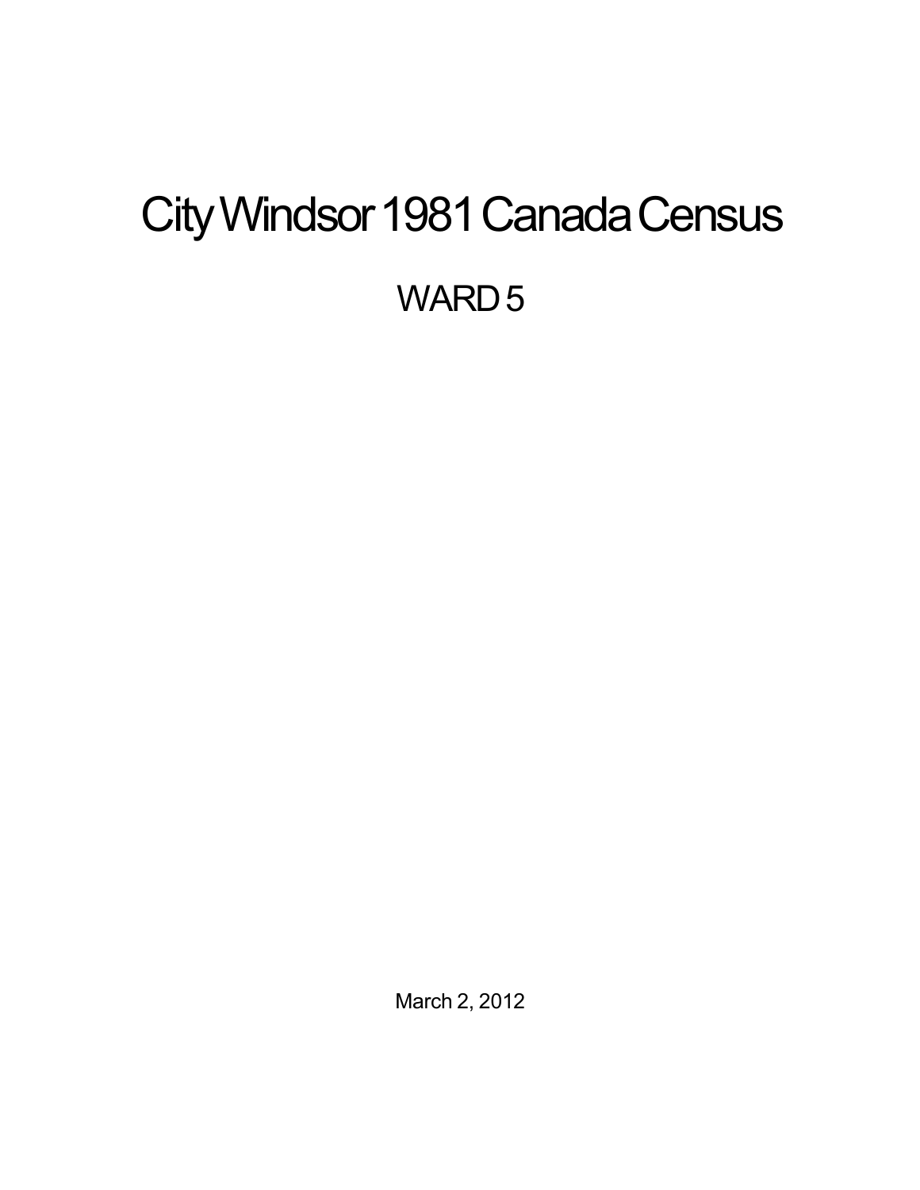# City Windsor 1981 Canada Census

## WARD 5

March 2, 2012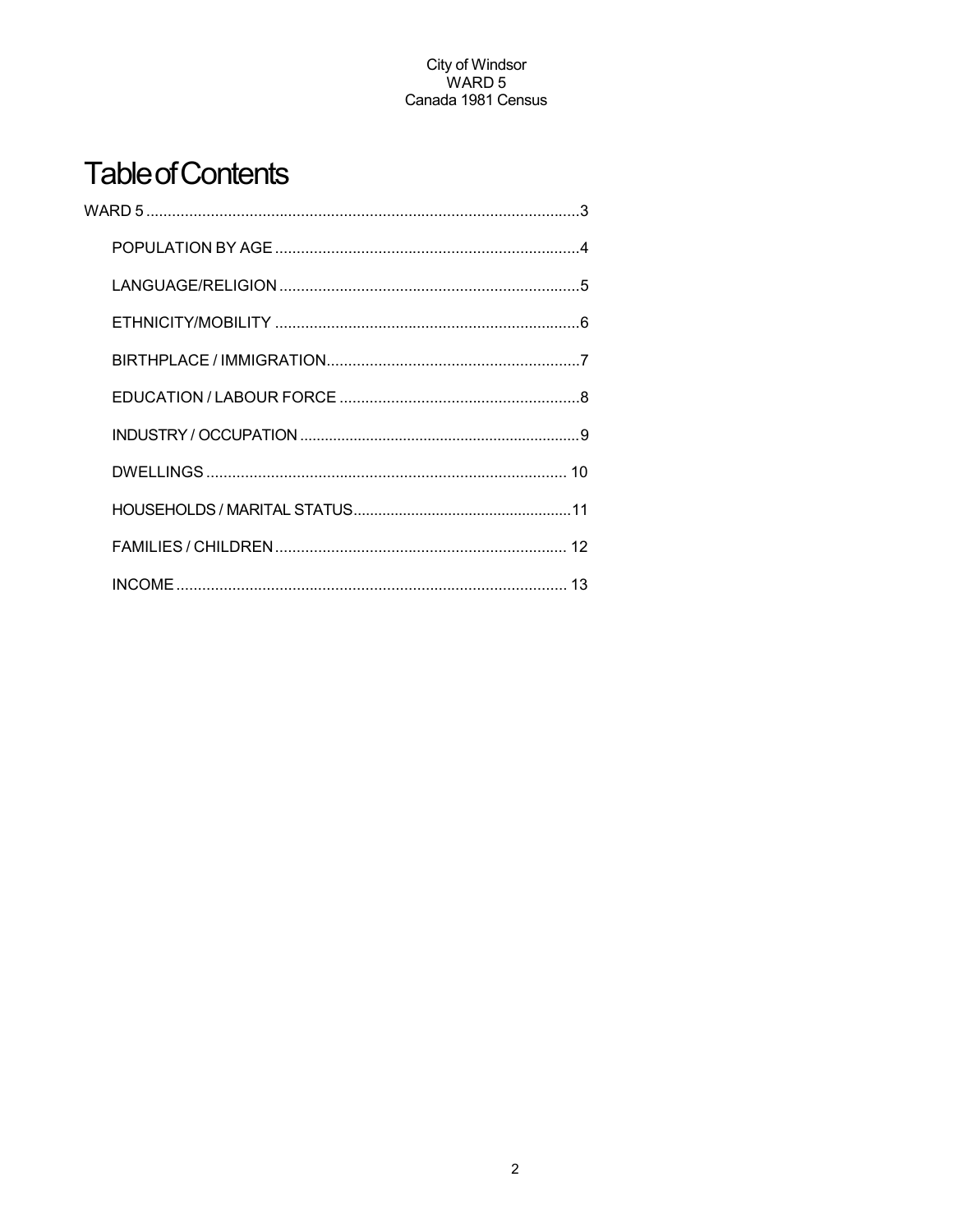# Table of Contents

WARD 5 ....................................................................................................3

- POPULATION BY AGE ......................................................................4
- LANGUAGE/RELIGION .....................................................................5
- ETHNICITY/MOBILITY ......................................................................6
- BIRTHPLACE / IMMIGRATION...........................................................7
- EDUCATION / LABOUR FORCE ........................................................8
- INDUSTRY / OCCUPATION ..................................................................9
- DWELLINGS ................................................................................... 10
- HOUSEHOLDS / MARITAL STATUS....................................................11
- FAMILIES / CHILDREN .................................................................... 12
- INCOME .......................................................................................... 13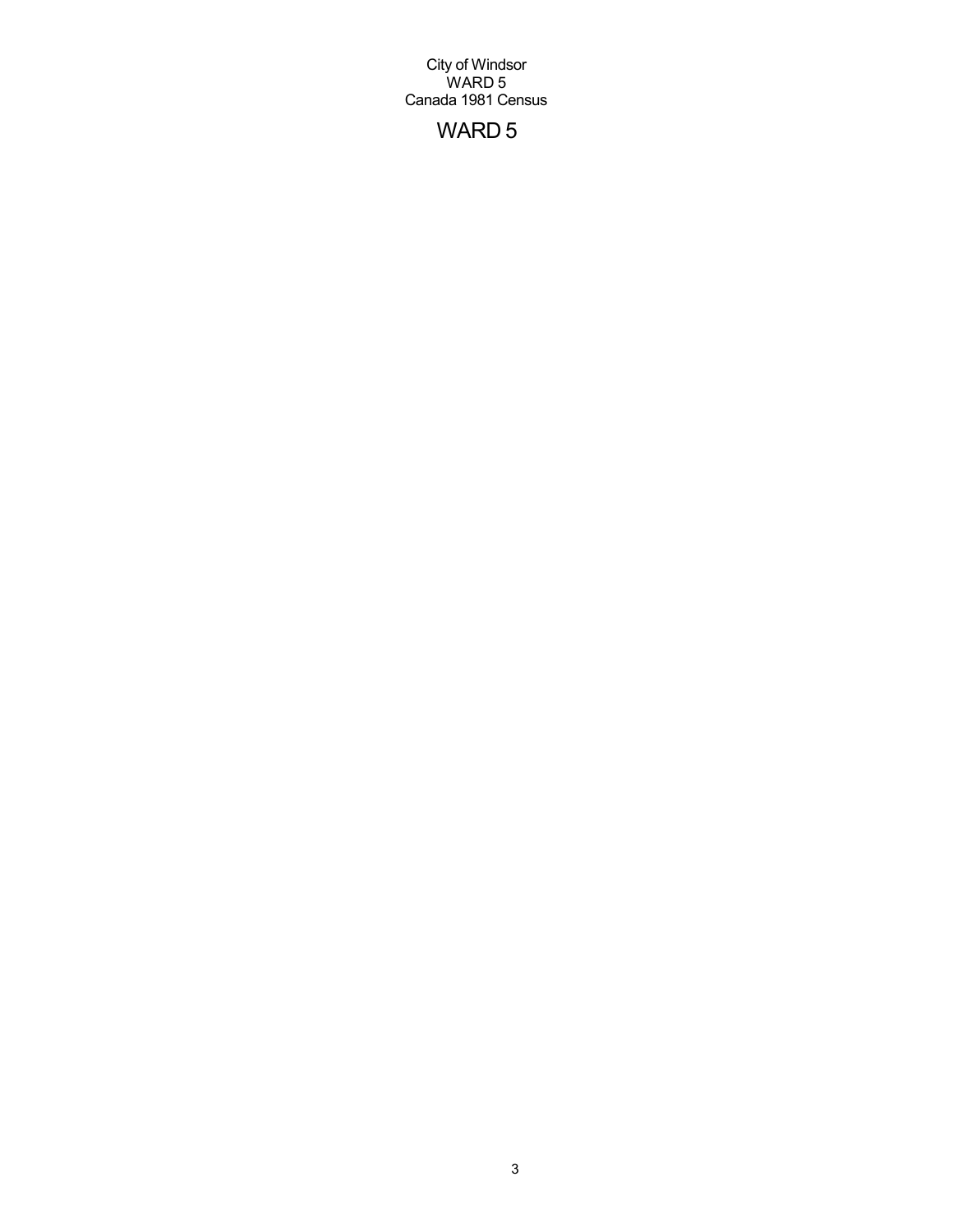City of Windsor
WARD 5
Canada 1981 Census

# WARD 5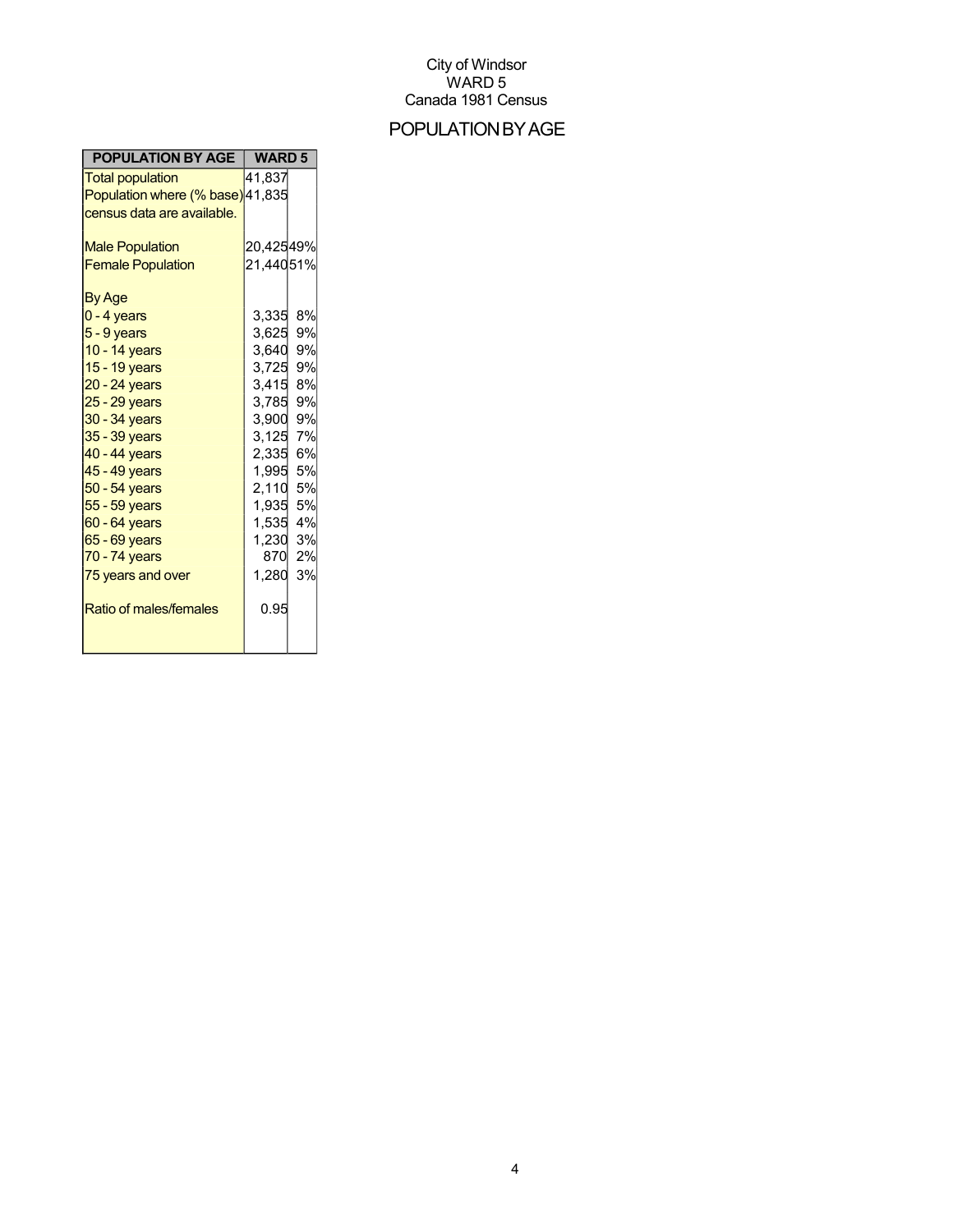City of Windsor
WARD 5
Canada 1981 Census

# POPULATION BY AGE

| POPULATION BY AGE | WARD 5 | |
|---|---|---|
| Total population | 41,837 | |
| Population where (% base) census data are available. | 41,835 | |
| | | |
| Male Population | 20,425 | 49% |
| Female Population | 21,440 | 51% |
| | | |
| By Age | | |
| 0 - 4 years | 3,335 | 8% |
| 5 - 9 years | 3,625 | 9% |
| 10 - 14 years | 3,640 | 9% |
| 15 - 19 years | 3,725 | 9% |
| 20 - 24 years | 3,415 | 8% |
| 25 - 29 years | 3,785 | 9% |
| 30 - 34 years | 3,900 | 9% |
| 35 - 39 years | 3,125 | 7% |
| 40 - 44 years | 2,335 | 6% |
| 45 - 49 years | 1,995 | 5% |
| 50 - 54 years | 2,110 | 5% |
| 55 - 59 years | 1,935 | 5% |
| 60 - 64 years | 1,535 | 4% |
| 65 - 69 years | 1,230 | 3% |
| 70 - 74 years | 870 | 2% |
| 75 years and over | 1,280 | 3% |
| | | |
| Ratio of males/females | 0.95 | |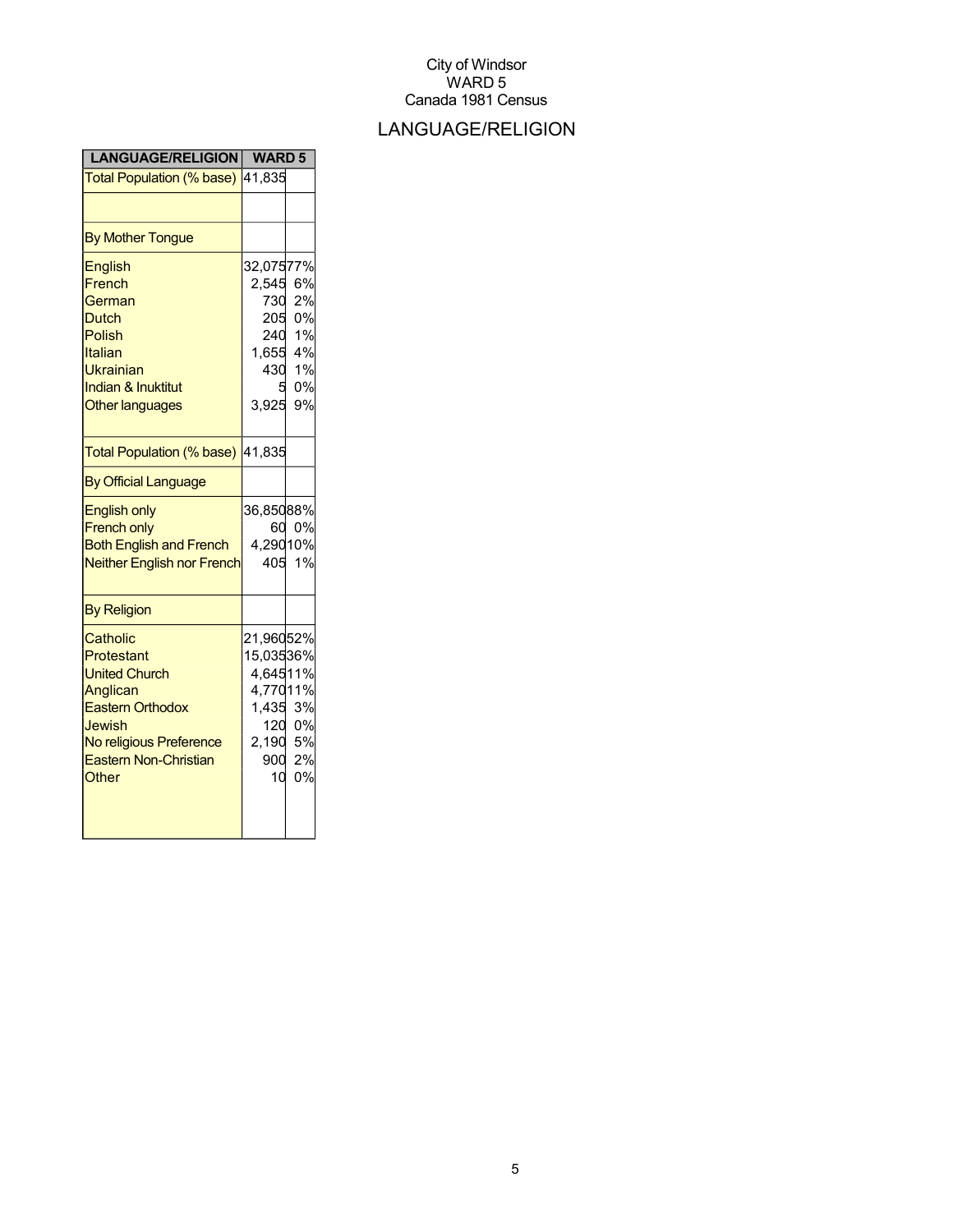City of Windsor
WARD 5
Canada 1981 Census

# LANGUAGE/RELIGION

| LANGUAGE/RELIGION | WARD 5 | |
|---|---|---|
| Total Population (% base) | 41,835 | |
| | | |
| By Mother Tongue | | |
| English | 32,075 | 77% |
| French | 2,545 | 6% |
| German | 730 | 2% |
| Dutch | 205 | 0% |
| Polish | 240 | 1% |
| Italian | 1,655 | 4% |
| Ukrainian | 430 | 1% |
| Indian & Inuktitut | 5 | 0% |
| Other languages | 3,925 | 9% |
| Total Population (% base) | 41,835 | |
| By Official Language | | |
| English only | 36,850 | 88% |
| French only | 60 | 0% |
| Both English and French | 4,290 | 10% |
| Neither English nor French | 405 | 1% |
| By Religion | | |
| Catholic | 21,960 | 52% |
| Protestant | 15,035 | 36% |
| United Church | 4,645 | 11% |
| Anglican | 4,770 | 11% |
| Eastern Orthodox | 1,435 | 3% |
| Jewish | 120 | 0% |
| No religious Preference | 2,190 | 5% |
| Eastern Non-Christian | 900 | 2% |
| Other | 10 | 0% |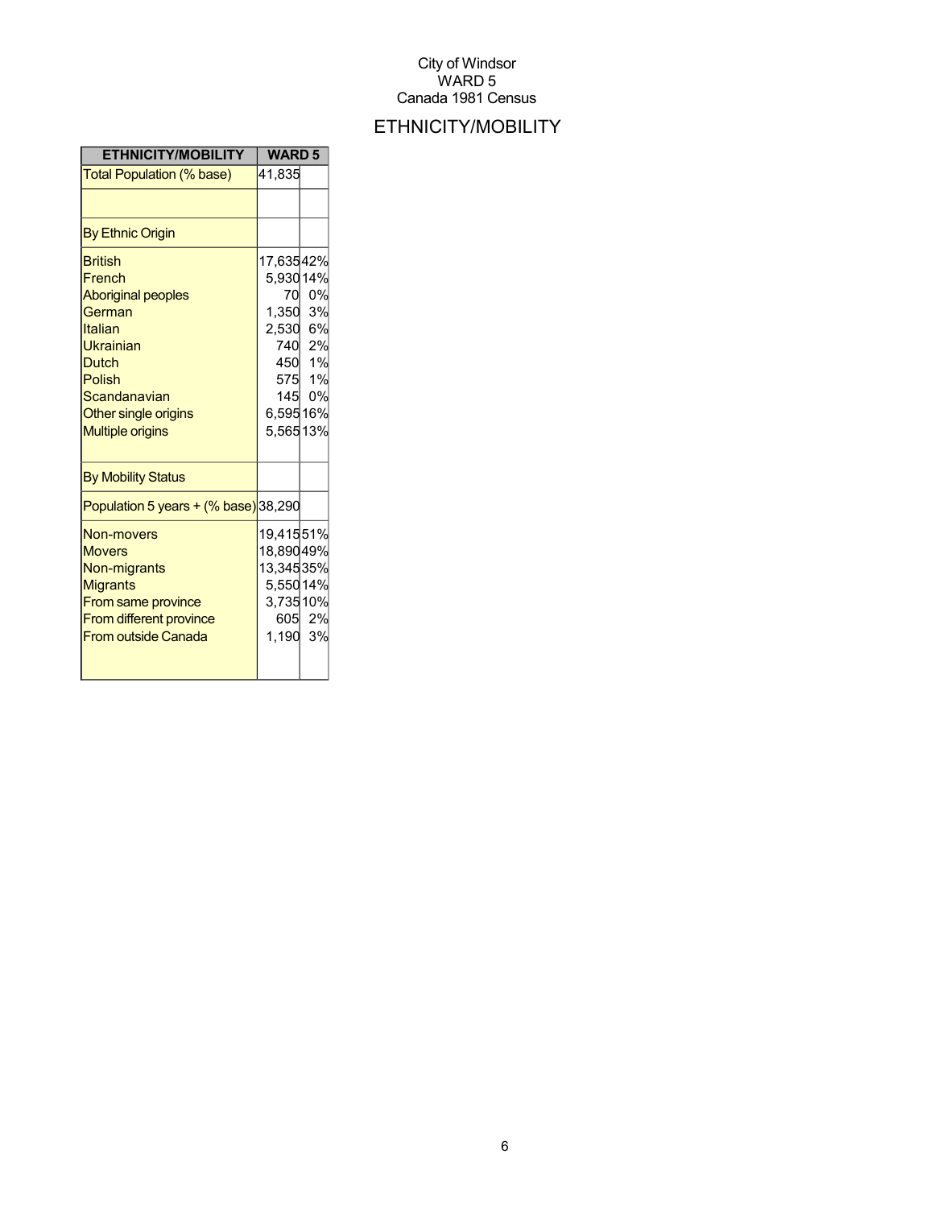City of Windsor
WARD 5
Canada 1981 Census

## ETHNICITY/MOBILITY

| ETHNICITY/MOBILITY | WARD 5 | |
|---|---|---|
| Total Population (% base) | 41,835 | |
| | | |
| By Ethnic Origin | | |
| British | 17,635 | 42% |
| French | 5,930 | 14% |
| Aboriginal peoples | 70 | 0% |
| German | 1,350 | 3% |
| Italian | 2,530 | 6% |
| Ukrainian | 740 | 2% |
| Dutch | 450 | 1% |
| Polish | 575 | 1% |
| Scandanavian | 145 | 0% |
| Other single origins | 6,595 | 16% |
| Multiple origins | 5,565 | 13% |
| By Mobility Status | | |
| Population 5 years + (% base) | 38,290 | |
| Non-movers | 19,415 | 51% |
| Movers | 18,890 | 49% |
| Non-migrants | 13,345 | 35% |
| Migrants | 5,550 | 14% |
| From same province | 3,735 | 10% |
| From different province | 605 | 2% |
| From outside Canada | 1,190 | 3% |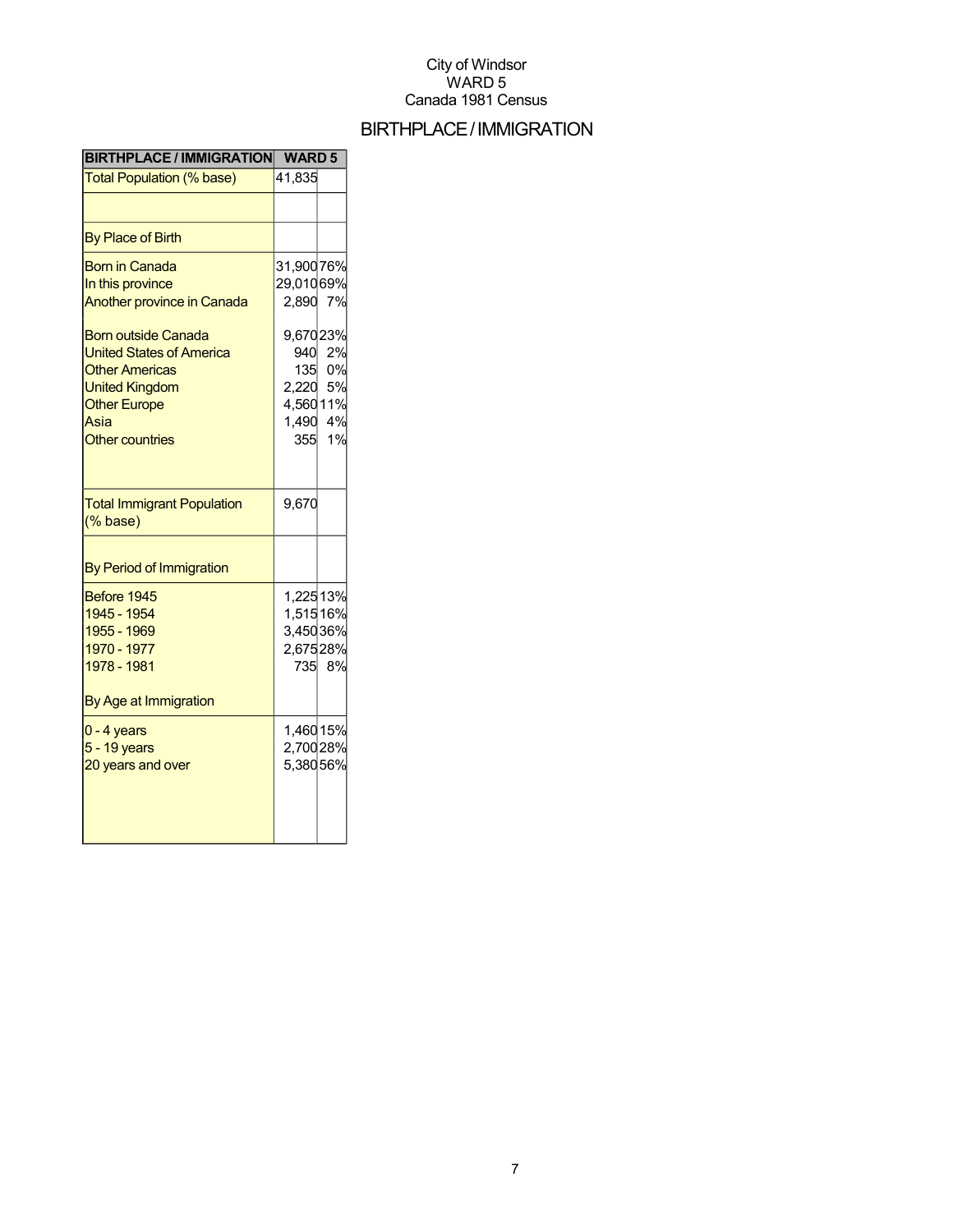City of Windsor
WARD 5
Canada 1981 Census

# BIRTHPLACE / IMMIGRATION

| BIRTHPLACE / IMMIGRATION | WARD 5 | |
|---|---|---|
| Total Population (% base) | 41,835 | |
| | | |
| By Place of Birth | | |
| Born in Canada | 31,900 | 76% |
| In this province | 29,010 | 69% |
| Another province in Canada | 2,890 | 7% |
| Born outside Canada | 9,670 | 23% |
| United States of America | 940 | 2% |
| Other Americas | 135 | 0% |
| United Kingdom | 2,220 | 5% |
| Other Europe | 4,560 | 11% |
| Asia | 1,490 | 4% |
| Other countries | 355 | 1% |
| Total Immigrant Population (% base) | 9,670 | |
| By Period of Immigration | | |
| Before 1945 | 1,225 | 13% |
| 1945 - 1954 | 1,515 | 16% |
| 1955 - 1969 | 3,450 | 36% |
| 1970 - 1977 | 2,675 | 28% |
| 1978 - 1981 | 735 | 8% |
| By Age at Immigration | | |
| 0 - 4 years | 1,460 | 15% |
| 5 - 19 years | 2,700 | 28% |
| 20 years and over | 5,380 | 56% |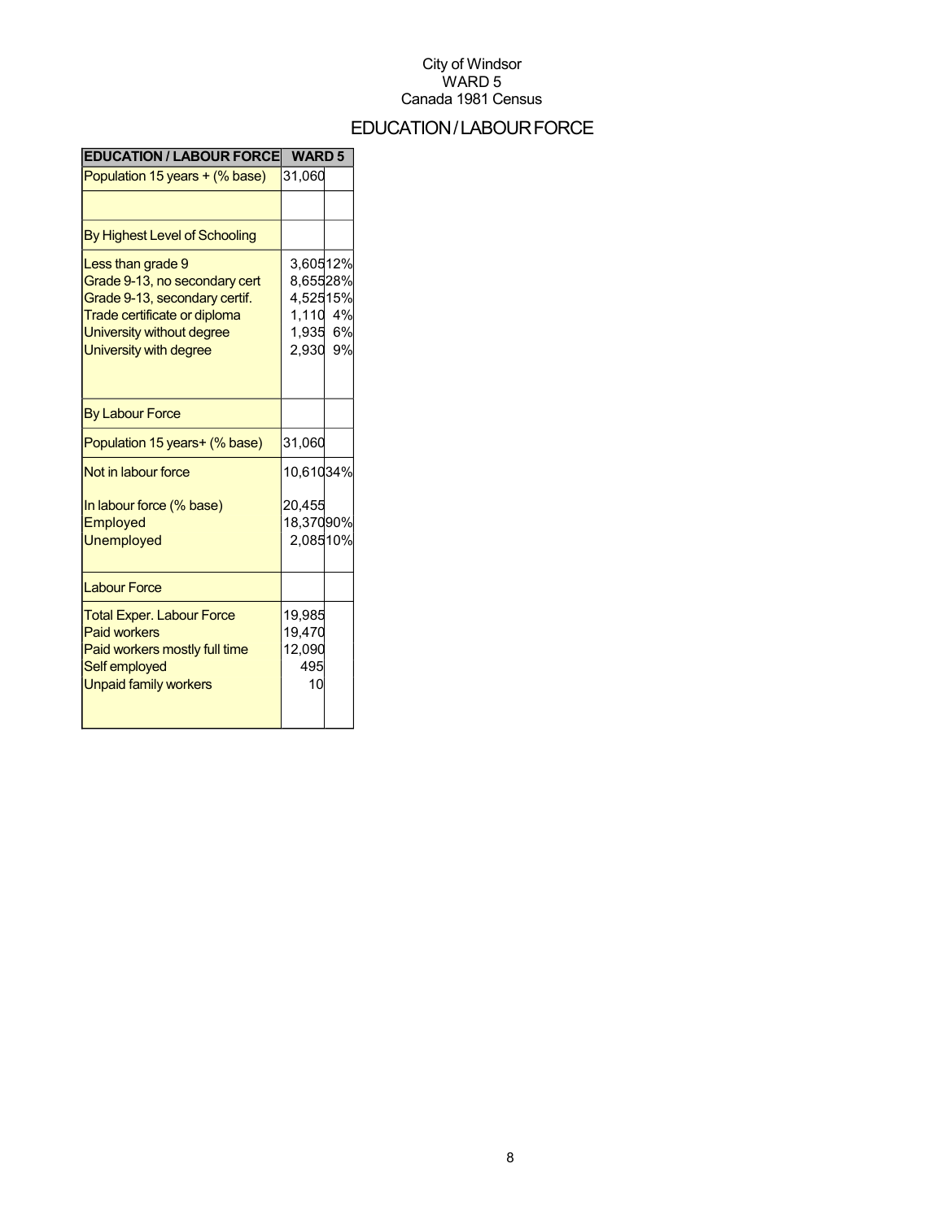City of Windsor
WARD 5
Canada 1981 Census

# EDUCATION / LABOUR FORCE

| EDUCATION / LABOUR FORCE | WARD 5 | |
|---|---|---|
| Population 15 years + (% base) | 31,060 | |
| | | |
| By Highest Level of Schooling | | |
| Less than grade 9 | 3,605 | 12% |
| Grade 9-13, no secondary cert | 8,655 | 28% |
| Grade 9-13, secondary certif. | 4,525 | 15% |
| Trade certificate or diploma | 1,110 | 4% |
| University without degree | 1,935 | 6% |
| University with degree | 2,930 | 9% |
| By Labour Force | | |
| Population 15 years+ (% base) | 31,060 | |
| Not in labour force | 10,610 | 34% |
| In labour force (% base) | 20,455 | |
| Employed | 18,370 | 90% |
| Unemployed | 2,085 | 10% |
| Labour Force | | |
| Total Exper. Labour Force | 19,985 | |
| Paid workers | 19,470 | |
| Paid workers mostly full time | 12,090 | |
| Self employed | 495 | |
| Unpaid family workers | 10 | |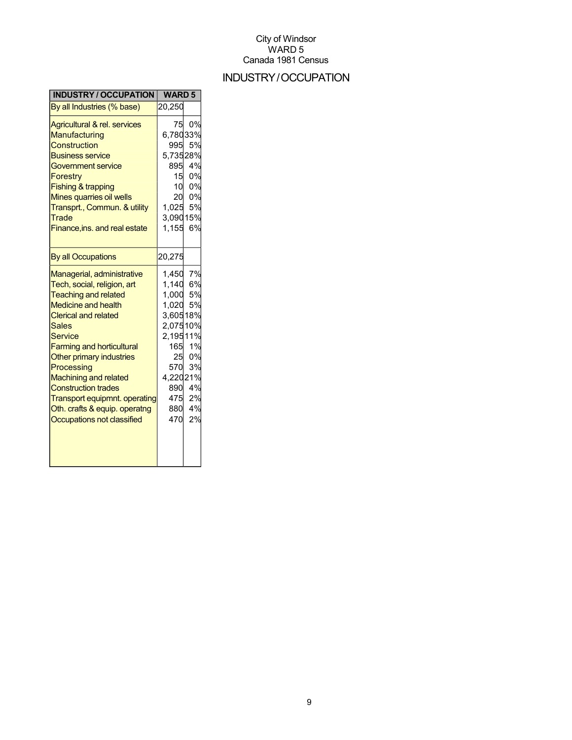City of Windsor
WARD 5
Canada 1981 Census

# INDUSTRY / OCCUPATION

| INDUSTRY / OCCUPATION | WARD 5 | |
|---|---|---|
| By all Industries (% base) | 20,250 | |
| Agricultural & rel. services | 75 | 0% |
| Manufacturing | 6,780 | 33% |
| Construction | 995 | 5% |
| Business service | 5,735 | 28% |
| Government service | 895 | 4% |
| Forestry | 15 | 0% |
| Fishing & trapping | 10 | 0% |
| Mines quarries oil wells | 20 | 0% |
| Transprt., Commun. & utility | 1,025 | 5% |
| Trade | 3,090 | 15% |
| Finance,ins. and real estate | 1,155 | 6% |
| By all Occupations | 20,275 | |
| Managerial, administrative | 1,450 | 7% |
| Tech, social, religion, art | 1,140 | 6% |
| Teaching and related | 1,000 | 5% |
| Medicine and health | 1,020 | 5% |
| Clerical and related | 3,605 | 18% |
| Sales | 2,075 | 10% |
| Service | 2,195 | 11% |
| Farming and horticultural | 165 | 1% |
| Other primary industries | 25 | 0% |
| Processing | 570 | 3% |
| Machining and related | 4,220 | 21% |
| Construction trades | 890 | 4% |
| Transport equipmnt. operating | 475 | 2% |
| Oth. crafts & equip. operatng | 880 | 4% |
| Occupations not classified | 470 | 2% |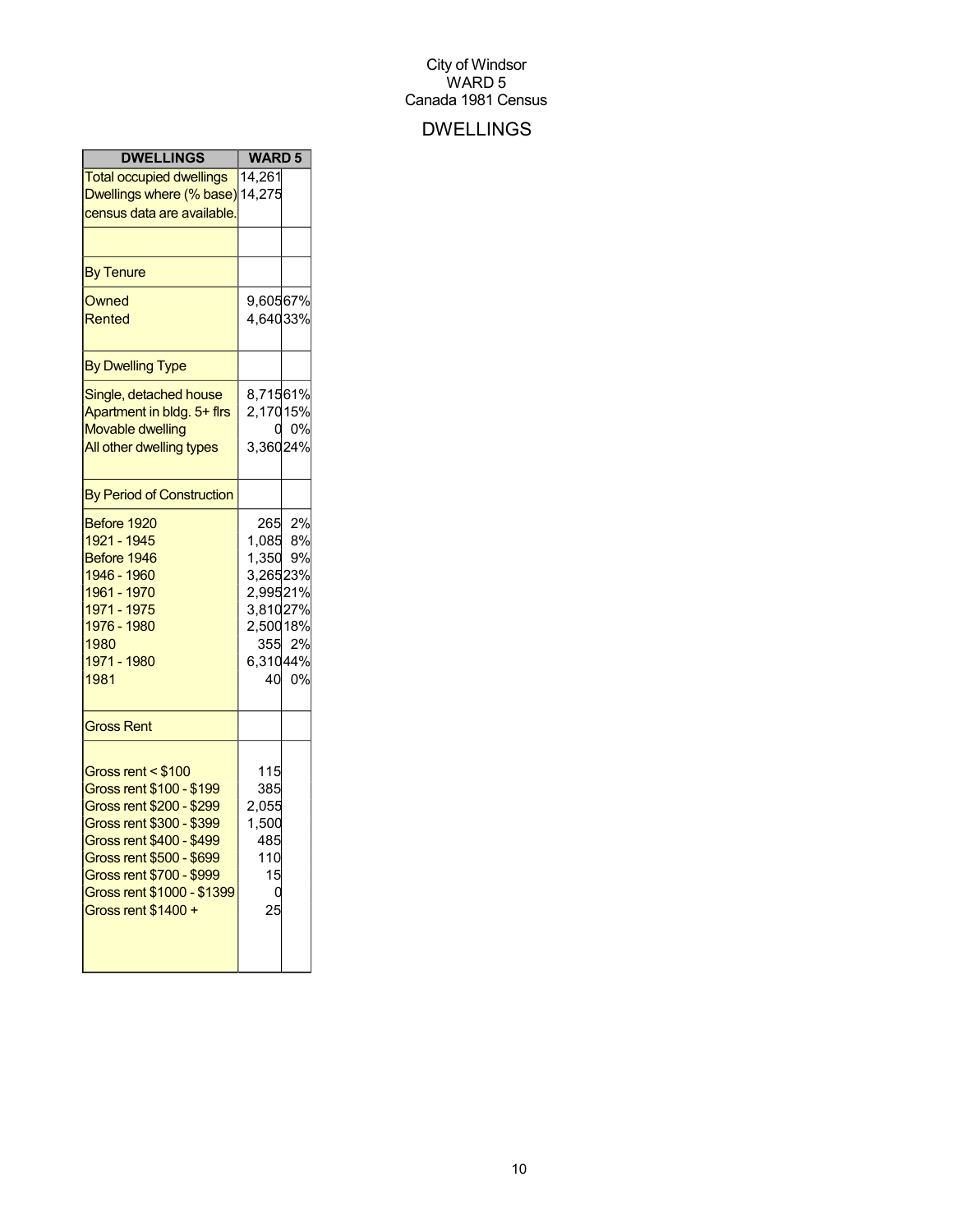City of Windsor
WARD 5
Canada 1981 Census

# DWELLINGS

| DWELLINGS | WARD 5 | |
|---|---|---|
| Total occupied dwellings | 14,261 | |
| Dwellings where (% base) census data are available. | 14,275 | |
| | | |
| By Tenure | | |
| Owned | 9,605 | 67% |
| Rented | 4,640 | 33% |
| By Dwelling Type | | |
| Single, detached house | 8,715 | 61% |
| Apartment in bldg. 5+ flrs | 2,170 | 15% |
| Movable dwelling | 0 | 0% |
| All other dwelling types | 3,360 | 24% |
| By Period of Construction | | |
| Before 1920 | 265 | 2% |
| 1921 - 1945 | 1,085 | 8% |
| Before 1946 | 1,350 | 9% |
| 1946 - 1960 | 3,265 | 23% |
| 1961 - 1970 | 2,995 | 21% |
| 1971 - 1975 | 3,810 | 27% |
| 1976 - 1980 | 2,500 | 18% |
| 1980 | 355 | 2% |
| 1971 - 1980 | 6,310 | 44% |
| 1981 | 40 | 0% |
| Gross Rent | | |
| Gross rent < $100 | 115 | |
| Gross rent $100 - $199 | 385 | |
| Gross rent $200 - $299 | 2,055 | |
| Gross rent $300 - $399 | 1,500 | |
| Gross rent $400 - $499 | 485 | |
| Gross rent $500 - $699 | 110 | |
| Gross rent $700 - $999 | 15 | |
| Gross rent $1000 - $1399 | 0 | |
| Gross rent $1400 + | 25 | |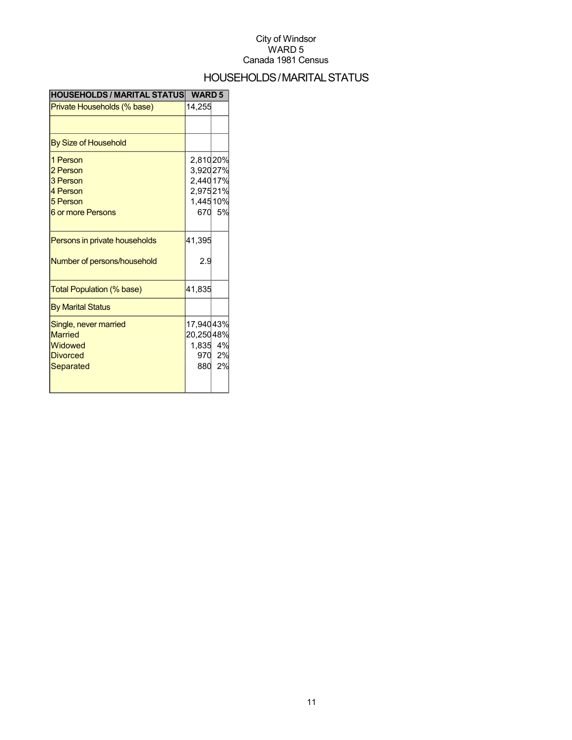City of Windsor
WARD 5
Canada 1981 Census

# HOUSEHOLDS / MARITAL STATUS

| HOUSEHOLDS / MARITAL STATUS | WARD 5 | |
|---|---|---|
| Private Households (% base) | 14,255 | |
| | | |
| By Size of Household | | |
| 1 Person | 2,810 | 20% |
| 2 Person | 3,920 | 27% |
| 3 Person | 2,440 | 17% |
| 4 Person | 2,975 | 21% |
| 5 Person | 1,445 | 10% |
| 6 or more Persons | 670 | 5% |
| Persons in private households | 41,395 | |
| Number of persons/household | 2.9 | |
| Total Population (% base) | 41,835 | |
| By Marital Status | | |
| Single, never married | 17,940 | 43% |
| Married | 20,250 | 48% |
| Widowed | 1,835 | 4% |
| Divorced | 970 | 2% |
| Separated | 880 | 2% |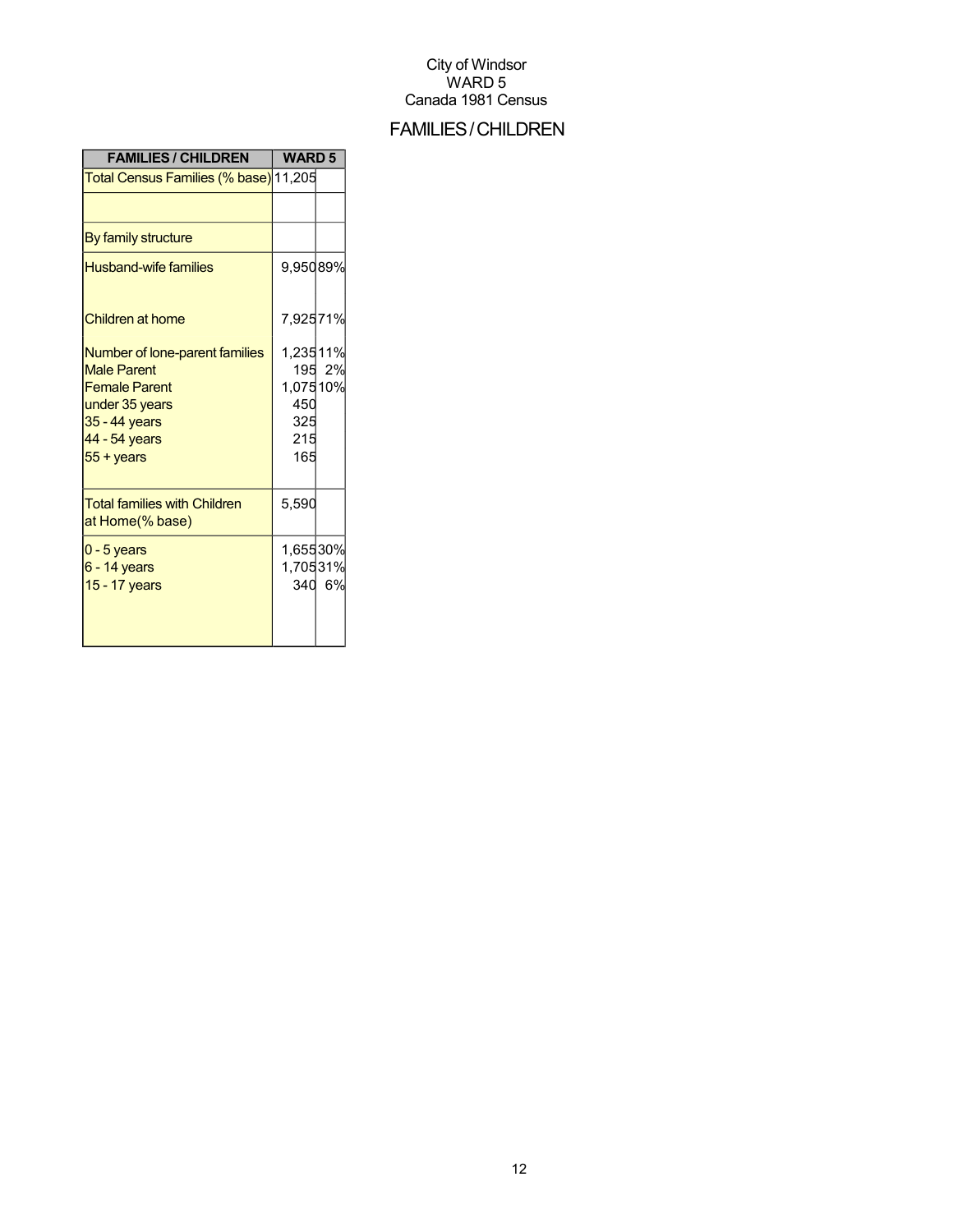City of Windsor
WARD 5
Canada 1981 Census

# FAMILIES / CHILDREN

| FAMILIES / CHILDREN | WARD 5 | |
|---|---|---|
| Total Census Families (% base) | 11,205 | |
| | | |
| By family structure | | |
| Husband-wife families | 9,950 | 89% |
| Children at home | 7,925 | 71% |
| Number of lone-parent families | 1,235 | 11% |
| Male Parent | 195 | 2% |
| Female Parent | 1,075 | 10% |
| under 35 years | 450 | |
| 35 - 44 years | 325 | |
| 44 - 54 years | 215 | |
| 55 + years | 165 | |
| Total families with Children at Home(% base) | 5,590 | |
| 0 - 5 years | 1,655 | 30% |
| 6 - 14 years | 1,705 | 31% |
| 15 - 17 years | 340 | 6% |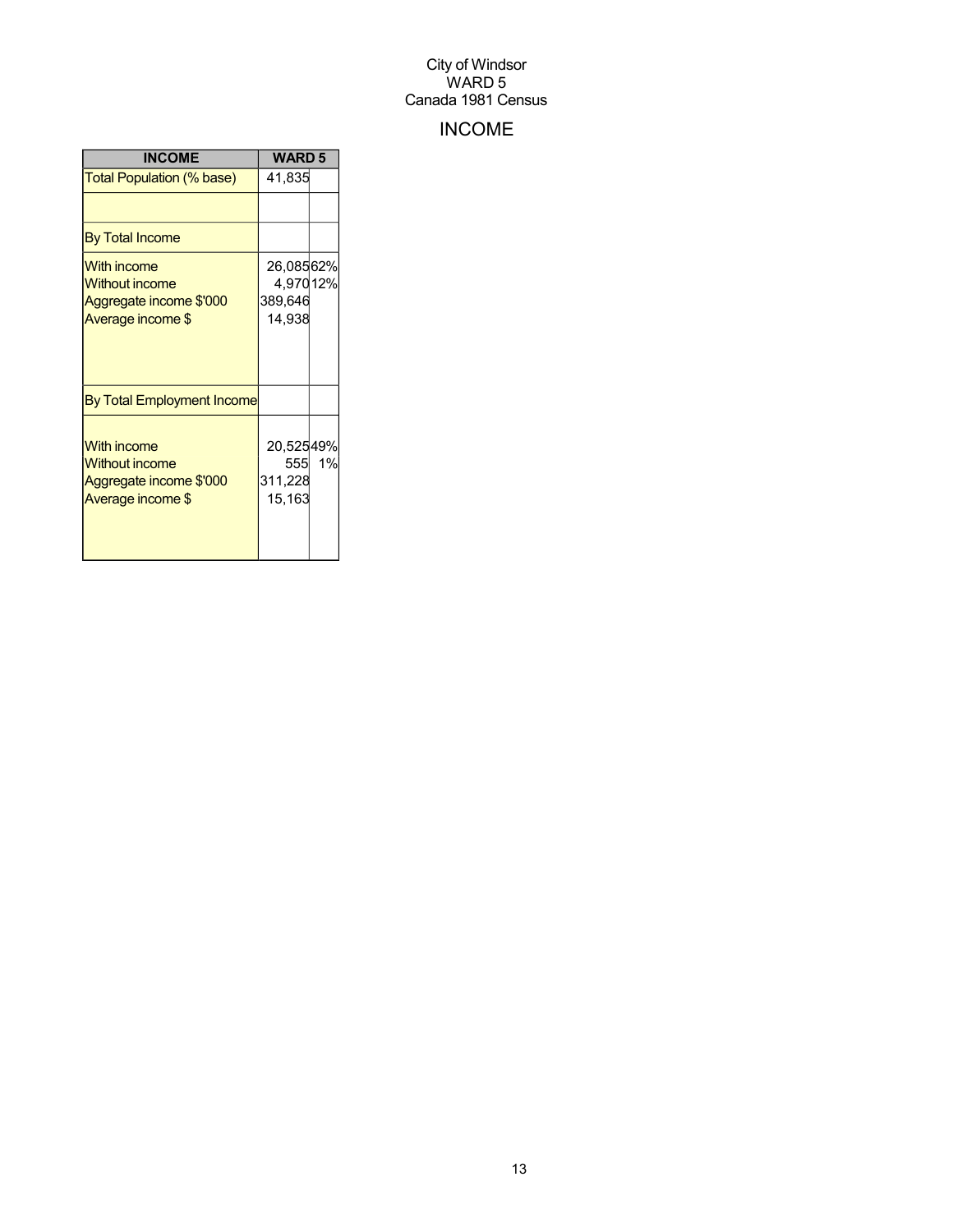City of Windsor
WARD 5
Canada 1981 Census

# INCOME

| INCOME | WARD 5 | |
|---|---|---|
| Total Population (% base) | 41,835 | |
| | | |
| By Total Income | | |
| With income | 26,085 | 62% |
| Without income | 4,970 | 12% |
| Aggregate income $'000 | 389,646 | |
| Average income $ | 14,938 | |
| By Total Employment Income | | |
| With income | 20,525 | 49% |
| Without income | 555 | 1% |
| Aggregate income $'000 | 311,228 | |
| Average income $ | 15,163 | |